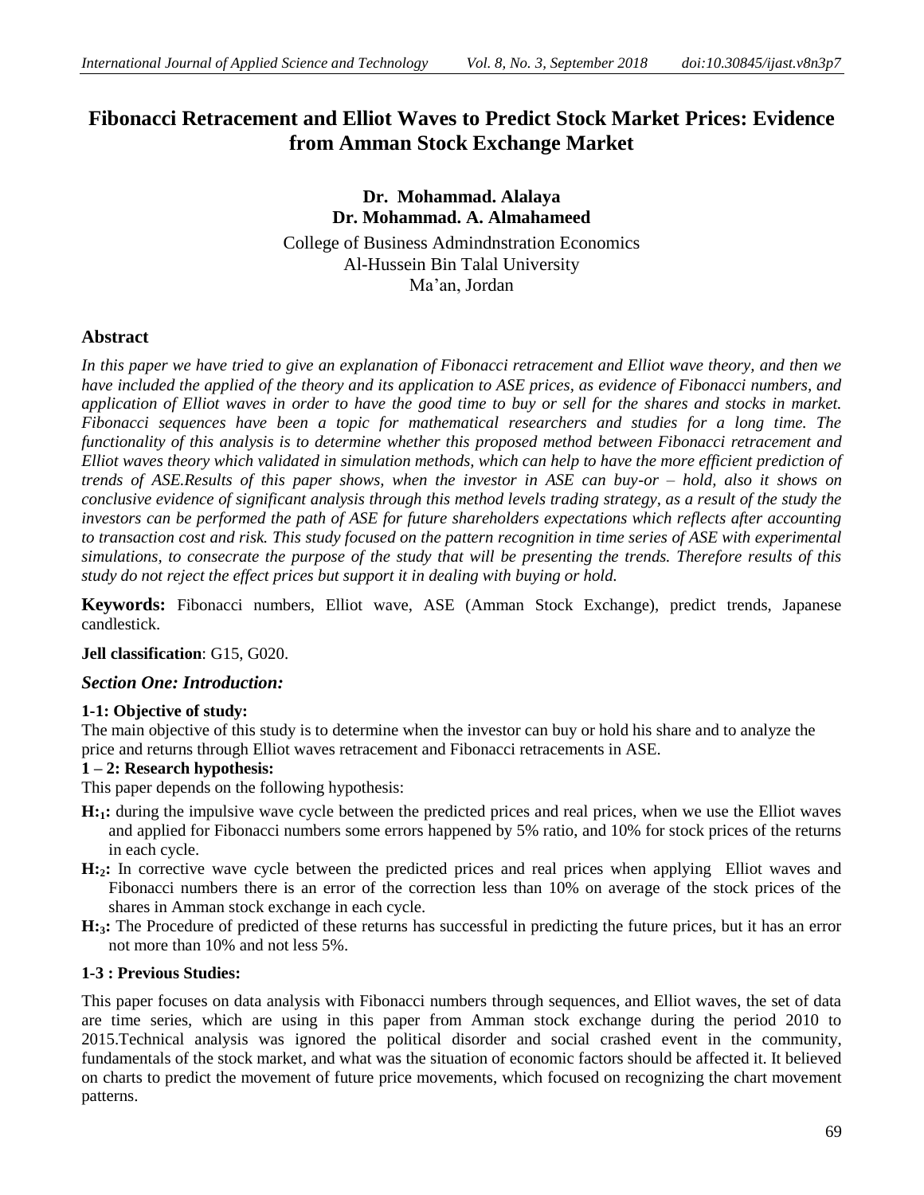# Fibonacci Retracement and Elliot Waves to Predict Stock Market Prices: Evidence from Amman Stock Exchange Market

**Dr. Mohammad. Alalaya**
**Dr. Mohammad. A. Almahameed**

College of Business Admindnstration Economics
Al-Hussein Bin Talal University
Ma'an, Jordan

## Abstract

*In this paper we have tried to give an explanation of Fibonacci retracement and Elliot wave theory, and then we have included the applied of the theory and its application to ASE prices, as evidence of Fibonacci numbers, and application of Elliot waves in order to have the good time to buy or sell for the shares and stocks in market. Fibonacci sequences have been a topic for mathematical researchers and studies for a long time. The functionality of this analysis is to determine whether this proposed method between Fibonacci retracement and Elliot waves theory which validated in simulation methods, which can help to have the more efficient prediction of trends of ASE.Results of this paper shows, when the investor in ASE can buy-or – hold, also it shows on conclusive evidence of significant analysis through this method levels trading strategy, as a result of the study the investors can be performed the path of ASE for future shareholders expectations which reflects after accounting to transaction cost and risk. This study focused on the pattern recognition in time series of ASE with experimental simulations, to consecrate the purpose of the study that will be presenting the trends. Therefore results of this study do not reject the effect prices but support it in dealing with buying or hold.*

**Keywords:** Fibonacci numbers, Elliot wave, ASE (Amman Stock Exchange), predict trends, Japanese candlestick.

**Jell classification**: G15, G020.

## *Section One: Introduction:*

### 1-1: Objective of study:

The main objective of this study is to determine when the investor can buy or hold his share and to analyze the price and returns through Elliot waves retracement and Fibonacci retracements in ASE.

### 1 – 2: Research hypothesis:

This paper depends on the following hypothesis:

- **$H_1$:** during the impulsive wave cycle between the predicted prices and real prices, when we use the Elliot waves and applied for Fibonacci numbers some errors happened by 5% ratio, and 10% for stock prices of the returns in each cycle.
- **$H_2$:** In corrective wave cycle between the predicted prices and real prices when applying Elliot waves and Fibonacci numbers there is an error of the correction less than 10% on average of the stock prices of the shares in Amman stock exchange in each cycle.
- **$H_3$:** The Procedure of predicted of these returns has successful in predicting the future prices, but it has an error not more than 10% and not less 5%.

### 1-3 : Previous Studies:

This paper focuses on data analysis with Fibonacci numbers through sequences, and Elliot waves, the set of data are time series, which are using in this paper from Amman stock exchange during the period 2010 to 2015.Technical analysis was ignored the political disorder and social crashed event in the community, fundamentals of the stock market, and what was the situation of economic factors should be affected it. It believed on charts to predict the movement of future price movements, which focused on recognizing the chart movement patterns.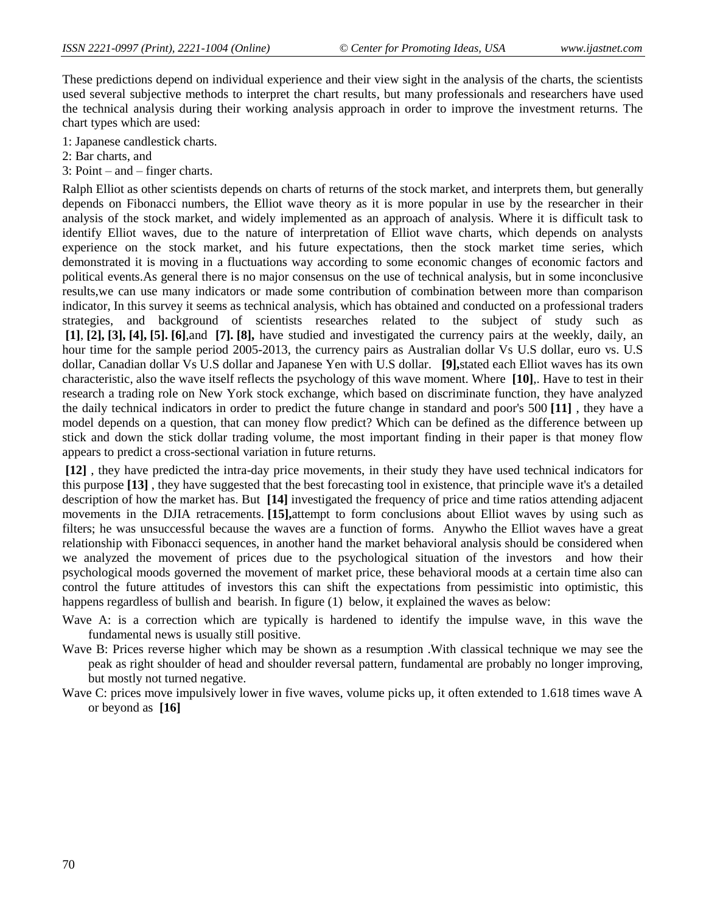These predictions depend on individual experience and their view sight in the analysis of the charts, the scientists used several subjective methods to interpret the chart results, but many professionals and researchers have used the technical analysis during their working analysis approach in order to improve the investment returns. The chart types which are used:

1: Japanese candlestick charts.
2: Bar charts, and
3: Point – and – finger charts.

Ralph Elliot as other scientists depends on charts of returns of the stock market, and interprets them, but generally depends on Fibonacci numbers, the Elliot wave theory as it is more popular in use by the researcher in their analysis of the stock market, and widely implemented as an approach of analysis. Where it is difficult task to identify Elliot waves, due to the nature of interpretation of Elliot wave charts, which depends on analysts experience on the stock market, and his future expectations, then the stock market time series, which demonstrated it is moving in a fluctuations way according to some economic changes of economic factors and political events.As general there is no major consensus on the use of technical analysis, but in some inconclusive results,we can use many indicators or made some contribution of combination between more than comparison indicator, In this survey it seems as technical analysis, which has obtained and conducted on a professional traders strategies, and background of scientists researches related to the subject of study such as **[1]**, **[2], [3], [4], [5]. [6]**,and **[7]. [8],** have studied and investigated the currency pairs at the weekly, daily, an hour time for the sample period 2005-2013, the currency pairs as Australian dollar Vs U.S dollar, euro vs. U.S dollar, Canadian dollar Vs U.S dollar and Japanese Yen with U.S dollar. **[9],**stated each Elliot waves has its own characteristic, also the wave itself reflects the psychology of this wave moment. Where **[10]**,. Have to test in their research a trading role on New York stock exchange, which based on discriminate function, they have analyzed the daily technical indicators in order to predict the future change in standard and poor's 500 **[11]** , they have a model depends on a question, that can money flow predict? Which can be defined as the difference between up stick and down the stick dollar trading volume, the most important finding in their paper is that money flow appears to predict a cross-sectional variation in future returns.

**[12]** , they have predicted the intra-day price movements, in their study they have used technical indicators for this purpose **[13]** , they have suggested that the best forecasting tool in existence, that principle wave it's a detailed description of how the market has. But **[14]** investigated the frequency of price and time ratios attending adjacent movements in the DJIA retracements. **[15],**attempt to form conclusions about Elliot waves by using such as filters; he was unsuccessful because the waves are a function of forms. Anywho the Elliot waves have a great relationship with Fibonacci sequences, in another hand the market behavioral analysis should be considered when we analyzed the movement of prices due to the psychological situation of the investors and how their psychological moods governed the movement of market price, these behavioral moods at a certain time also can control the future attitudes of investors this can shift the expectations from pessimistic into optimistic, this happens regardless of bullish and bearish. In figure (1) below, it explained the waves as below:

Wave A: is a correction which are typically is hardened to identify the impulse wave, in this wave the fundamental news is usually still positive.

Wave B: Prices reverse higher which may be shown as a resumption .With classical technique we may see the peak as right shoulder of head and shoulder reversal pattern, fundamental are probably no longer improving, but mostly not turned negative.

Wave C: prices move impulsively lower in five waves, volume picks up, it often extended to 1.618 times wave A or beyond as **[16]**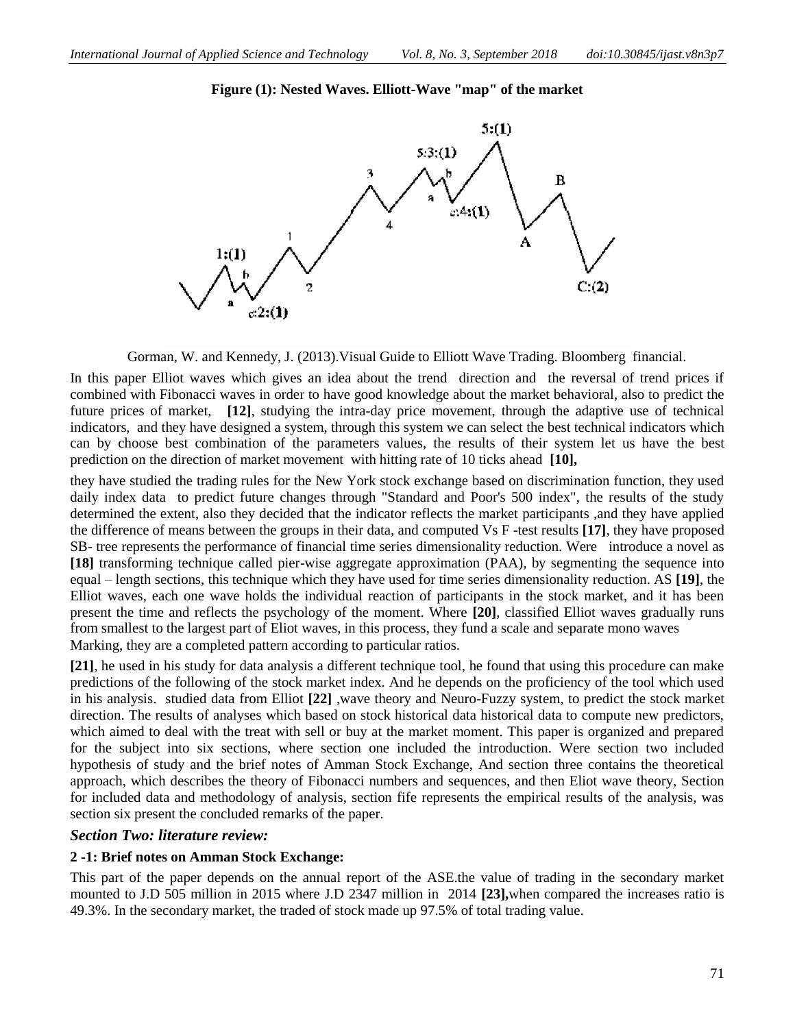**Figure (1): Nested Waves. Elliott-Wave "map" of the market**

Gorman, W. and Kennedy, J. (2013).Visual Guide to Elliott Wave Trading. Bloomberg financial.

In this paper Elliot waves which gives an idea about the trend direction and the reversal of trend prices if combined with Fibonacci waves in order to have good knowledge about the market behavioral, also to predict the future prices of market, **[12]**, studying the intra-day price movement, through the adaptive use of technical indicators, and they have designed a system, through this system we can select the best technical indicators which can by choose best combination of the parameters values, the results of their system let us have the best prediction on the direction of market movement with hitting rate of 10 ticks ahead **[10],**

they have studied the trading rules for the New York stock exchange based on discrimination function, they used daily index data to predict future changes through "Standard and Poor's 500 index", the results of the study determined the extent, also they decided that the indicator reflects the market participants ,and they have applied the difference of means between the groups in their data, and computed Vs F -test results **[17]**, they have proposed SB- tree represents the performance of financial time series dimensionality reduction. Were introduce a novel as **[18]** transforming technique called pier-wise aggregate approximation (PAA), by segmenting the sequence into equal – length sections, this technique which they have used for time series dimensionality reduction. AS **[19]**, the Elliot waves, each one wave holds the individual reaction of participants in the stock market, and it has been present the time and reflects the psychology of the moment. Where **[20]**, classified Elliot waves gradually runs from smallest to the largest part of Eliot waves, in this process, they fund a scale and separate mono waves Marking, they are a completed pattern according to particular ratios.

**[21]**, he used in his study for data analysis a different technique tool, he found that using this procedure can make predictions of the following of the stock market index. And he depends on the proficiency of the tool which used in his analysis. studied data from Elliot **[22]** ,wave theory and Neuro-Fuzzy system, to predict the stock market direction. The results of analyses which based on stock historical data historical data to compute new predictors, which aimed to deal with the treat with sell or buy at the market moment. This paper is organized and prepared for the subject into six sections, where section one included the introduction. Were section two included hypothesis of study and the brief notes of Amman Stock Exchange, And section three contains the theoretical approach, which describes the theory of Fibonacci numbers and sequences, and then Eliot wave theory, Section for included data and methodology of analysis, section fife represents the empirical results of the analysis, was section six present the concluded remarks of the paper.

### *Section Two: literature review:*

#### 2 -1: Brief notes on Amman Stock Exchange:

This part of the paper depends on the annual report of the ASE.the value of trading in the secondary market mounted to J.D 505 million in 2015 where J.D 2347 million in 2014 **[23],**when compared the increases ratio is 49.3%. In the secondary market, the traded of stock made up 97.5% of total trading value.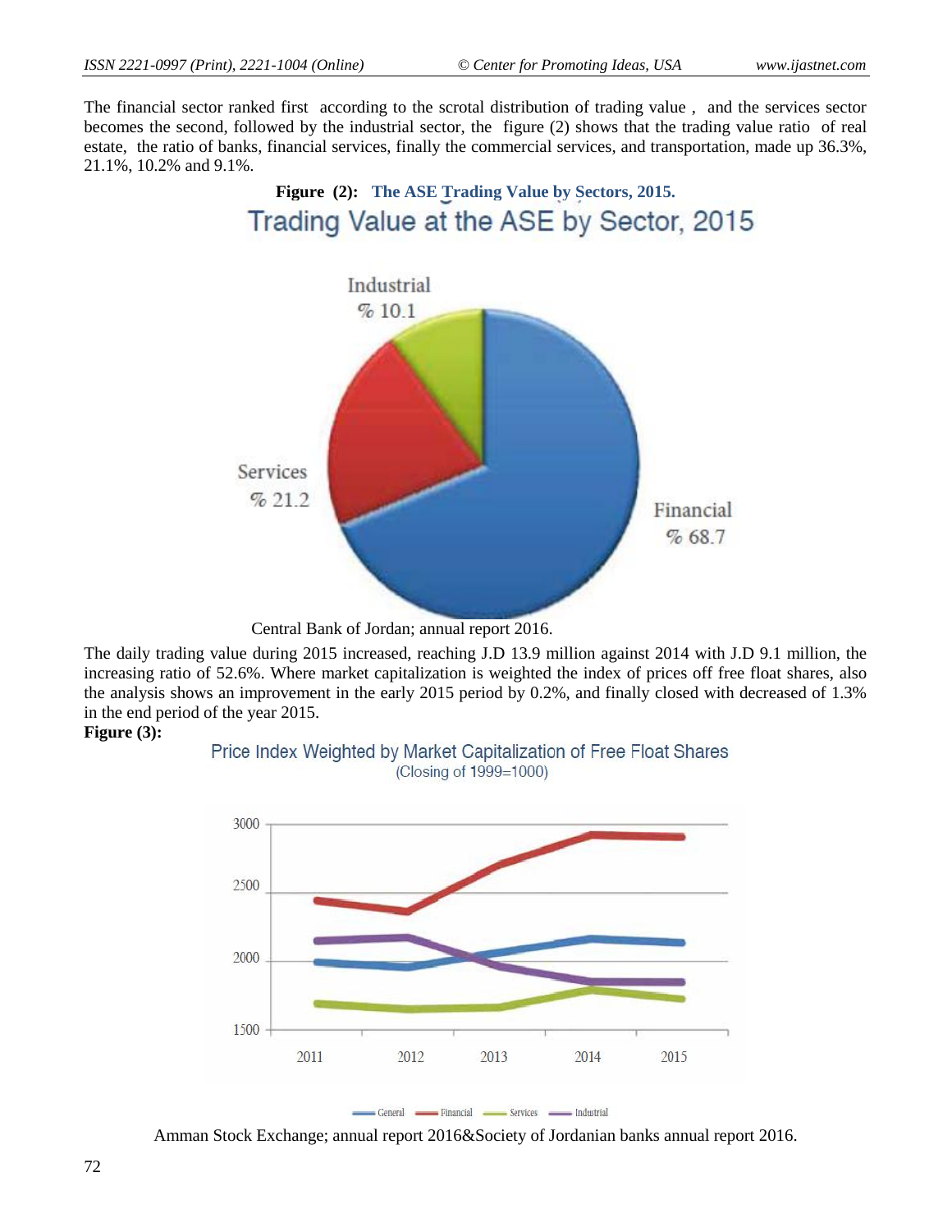The financial sector ranked first according to the scrotal distribution of trading value , and the services sector becomes the second, followed by the industrial sector, the figure (2) shows that the trading value ratio of real estate, the ratio of banks, financial services, finally the commercial services, and transportation, made up 36.3%, 21.1%, 10.2% and 9.1%.

**Figure (2): The ASE Trading Value by Sectors, 2015.**

Trading Value at the ASE by Sector, 2015

Industrial % 10.1

Services % 21.2

Financial % 68.7

Central Bank of Jordan; annual report 2016.

The daily trading value during 2015 increased, reaching J.D 13.9 million against 2014 with J.D 9.1 million, the increasing ratio of 52.6%. Where market capitalization is weighted the index of prices off free float shares, also the analysis shows an improvement in the early 2015 period by 0.2%, and finally closed with decreased of 1.3% in the end period of the year 2015.

**Figure (3):**

Price Index Weighted by Market Capitalization of Free Float Shares
(Closing of 1999=1000)

General — Financial — Services — Industrial

Amman Stock Exchange; annual report 2016&Society of Jordanian banks annual report 2016.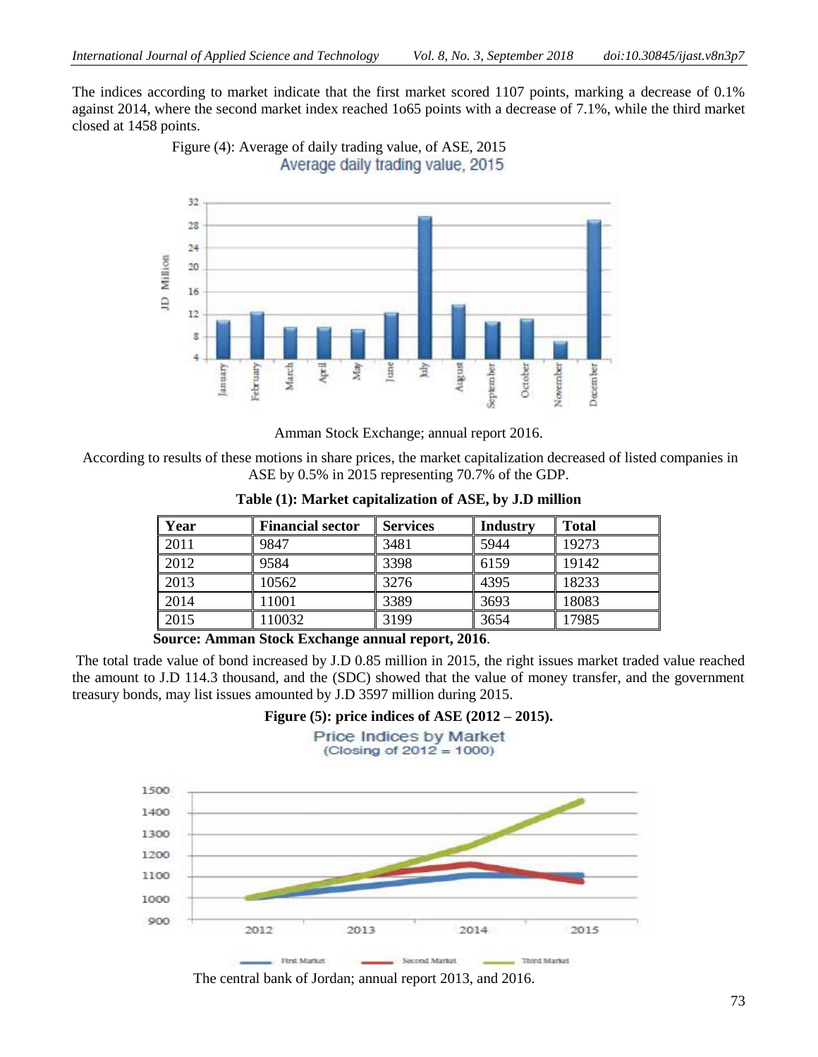The indices according to market indicate that the first market scored 1107 points, marking a decrease of 0.1% against 2014, where the second market index reached 1o65 points with a decrease of 7.1%, while the third market closed at 1458 points.

Figure (4): Average of daily trading value, of ASE, 2015

Amman Stock Exchange; annual report 2016.

According to results of these motions in share prices, the market capitalization decreased of listed companies in ASE by 0.5% in 2015 representing 70.7% of the GDP.

**Table (1): Market capitalization of ASE, by J.D million**

| Year | Financial sector | Services | Industry | Total |
|---|---|---|---|---|
| 2011 | 9847 | 3481 | 5944 | 19273 |
| 2012 | 9584 | 3398 | 6159 | 19142 |
| 2013 | 10562 | 3276 | 4395 | 18233 |
| 2014 | 11001 | 3389 | 3693 | 18083 |
| 2015 | 110032 | 3199 | 3654 | 17985 |

**Source: Amman Stock Exchange annual report, 2016**.

The total trade value of bond increased by J.D 0.85 million in 2015, the right issues market traded value reached the amount to J.D 114.3 thousand, and the (SDC) showed that the value of money transfer, and the government treasury bonds, may list issues amounted by J.D 3597 million during 2015.

**Figure (5): price indices of ASE (2012 – 2015).**

The central bank of Jordan; annual report 2013, and 2016.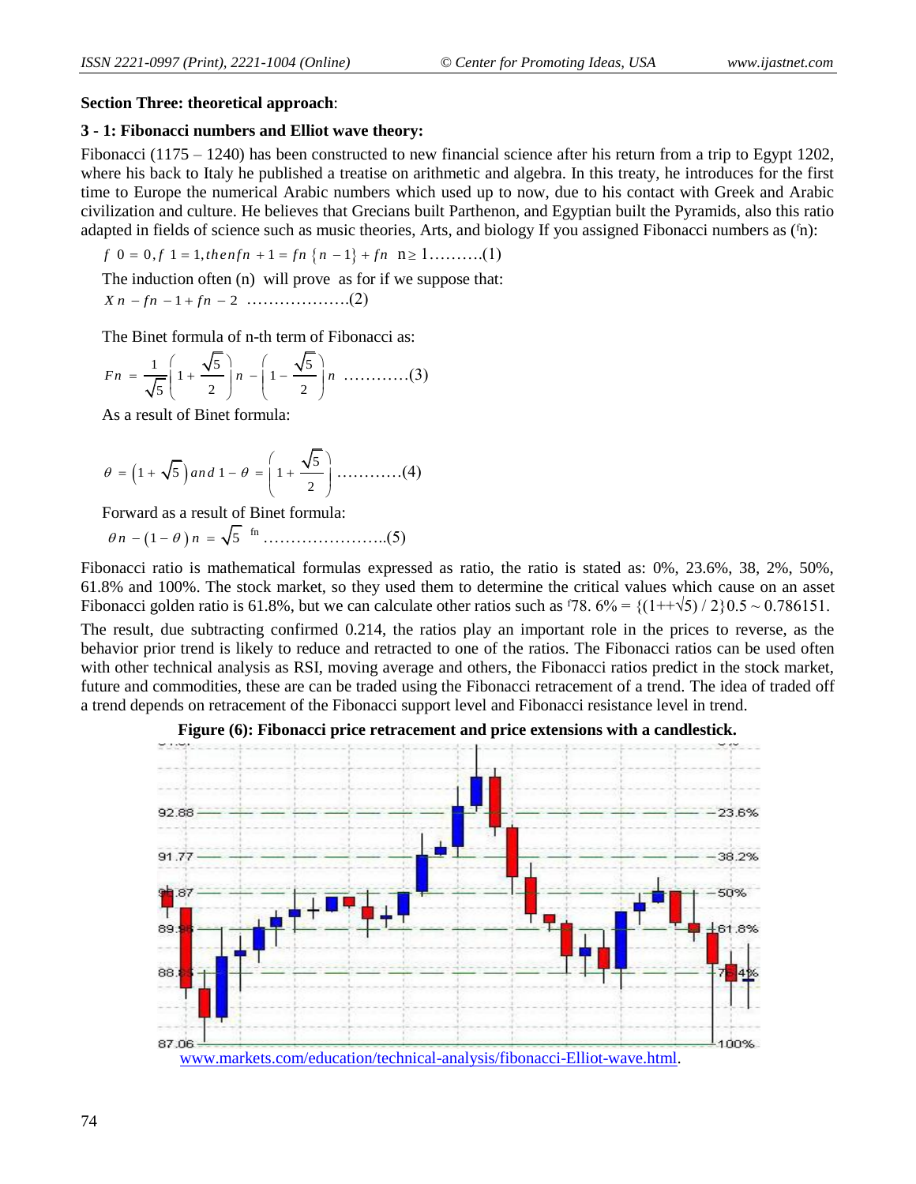**Section Three: theoretical approach**:

**3 - 1: Fibonacci numbers and Elliot wave theory:**

Fibonacci (1175 – 1240) has been constructed to new financial science after his return from a trip to Egypt 1202, where his back to Italy he published a treatise on arithmetic and algebra. In this treaty, he introduces for the first time to Europe the numerical Arabic numbers which used up to now, due to his contact with Greek and Arabic civilization and culture. He believes that Grecians built Parthenon, and Egyptian built the Pyramids, also this ratio adapted in fields of science such as music theories, Arts, and biology If you assigned Fibonacci numbers as ($^f$n):

$f\ 0 = 0, f\ 1 = 1, then fn + 1 = fn\ \{n - 1\} + fn\quad n \geq 1$……….(1)

The induction often (n) will prove as for if we suppose that:

$X\, n - fn - 1 + fn - 2$ ……………….(2)

The Binet formula of n-th term of Fibonacci as:

$$Fn = \frac{1}{\sqrt{5}}\left(1 + \frac{\sqrt{5}}{2}\right)n - \left(1 - \frac{\sqrt{5}}{2}\right)n \quad \text{…………(3)}$$

As a result of Binet formula:

$$\theta = \left(1 + \sqrt{5}\right) and\ 1 - \theta = \left(1 + \frac{\sqrt{5}}{2}\right) \quad \text{…………(4)}$$

Forward as a result of Binet formula:

$\theta n - (1 - \theta)\, n = \sqrt{5}\ ^{fn}$…………………..(5)

Fibonacci ratio is mathematical formulas expressed as ratio, the ratio is stated as: 0%, 23.6%, 38, 2%, 50%, 61.8% and 100%. The stock market, so they used them to determine the critical values which cause on an asset Fibonacci golden ratio is 61.8%, but we can calculate other ratios such as $^f$78. 6% = {(1++√5) / 2}0.5 ~ 0.786151.

The result, due subtracting confirmed 0.214, the ratios play an important role in the prices to reverse, as the behavior prior trend is likely to reduce and retracted to one of the ratios. The Fibonacci ratios can be used often with other technical analysis as RSI, moving average and others, the Fibonacci ratios predict in the stock market, future and commodities, these are can be traded using the Fibonacci retracement of a trend. The idea of traded off a trend depends on retracement of the Fibonacci support level and Fibonacci resistance level in trend.

**Figure (6): Fibonacci price retracement and price extensions with a candlestick.**

www.markets.com/education/technical-analysis/fibonacci-Elliot-wave.html.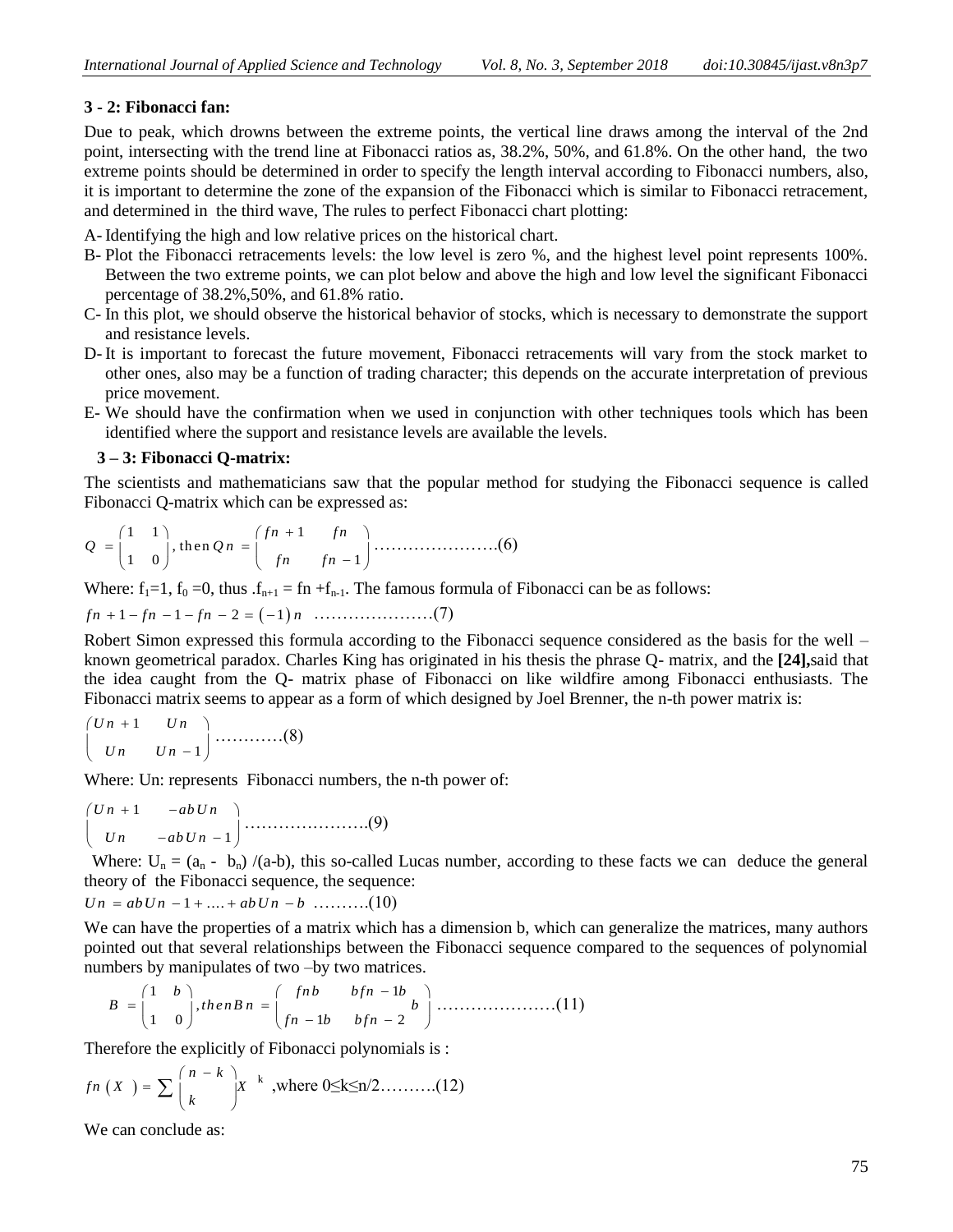### 3 - 2: Fibonacci fan:

Due to peak, which drowns between the extreme points, the vertical line draws among the interval of the 2nd point, intersecting with the trend line at Fibonacci ratios as, 38.2%, 50%, and 61.8%. On the other hand, the two extreme points should be determined in order to specify the length interval according to Fibonacci numbers, also, it is important to determine the zone of the expansion of the Fibonacci which is similar to Fibonacci retracement, and determined in the third wave, The rules to perfect Fibonacci chart plotting:

A- Identifying the high and low relative prices on the historical chart.
B- Plot the Fibonacci retracements levels: the low level is zero %, and the highest level point represents 100%. Between the two extreme points, we can plot below and above the high and low level the significant Fibonacci percentage of 38.2%,50%, and 61.8% ratio.
C- In this plot, we should observe the historical behavior of stocks, which is necessary to demonstrate the support and resistance levels.
D- It is important to forecast the future movement, Fibonacci retracements will vary from the stock market to other ones, also may be a function of trading character; this depends on the accurate interpretation of previous price movement.
E- We should have the confirmation when we used in conjunction with other techniques tools which has been identified where the support and resistance levels are available the levels.

### 3 – 3: Fibonacci Q-matrix:

The scientists and mathematicians saw that the popular method for studying the Fibonacci sequence is called Fibonacci Q-matrix which can be expressed as:

$$Q = \begin{pmatrix} 1 & 1 \\ 1 & 0 \end{pmatrix}, \text{then } Q n = \begin{pmatrix} fn+1 & fn \\ fn & fn-1 \end{pmatrix} \text{.....................(6)}$$

Where: $f_1$=1, $f_0$ =0, thus .$f_{n+1}$ = fn +$f_{n-1}$. The famous formula of Fibonacci can be as follows:

$$fn+1-fn-1-fn-2=(-1)n \text{ ....................(7)}$$

Robert Simon expressed this formula according to the Fibonacci sequence considered as the basis for the well – known geometrical paradox. Charles King has originated in his thesis the phrase Q- matrix, and the **[24],**said that the idea caught from the Q- matrix phase of Fibonacci on like wildfire among Fibonacci enthusiasts. The Fibonacci matrix seems to appear as a form of which designed by Joel Brenner, the n-th power matrix is:

$$\begin{pmatrix} Un+1 & Un \\ Un & Un-1 \end{pmatrix} \text{............(8)}$$

Where: Un: represents Fibonacci numbers, the n-th power of:

$$\begin{pmatrix} Un+1 & -abUn \\ Un & -abUn-1 \end{pmatrix} \text{......................(9)}$$

Where: $U_n$ = ($a_n$ - $b_n$) /(a-b), this so-called Lucas number, according to these facts we can deduce the general theory of the Fibonacci sequence, the sequence:

$$Un = abUn-1+....+abUn-b \text{ ..........(10)}$$

We can have the properties of a matrix which has a dimension b, which can generalize the matrices, many authors pointed out that several relationships between the Fibonacci sequence compared to the sequences of polynomial numbers by manipulates of two –by two matrices.

$$B = \begin{pmatrix} 1 & b \\ 1 & 0 \end{pmatrix}, then B n = \begin{pmatrix} fnb & bfn-1b \\ fn-1b & bfn-2 \end{pmatrix} b \text{ ....................(11)}$$

Therefore the explicitly of Fibonacci polynomials is :

$$fn(X) = \sum \binom{n-k}{k} X^{k} \text{ ,where } 0 \le k \le n/2 \text{..........(12)}$$

We can conclude as: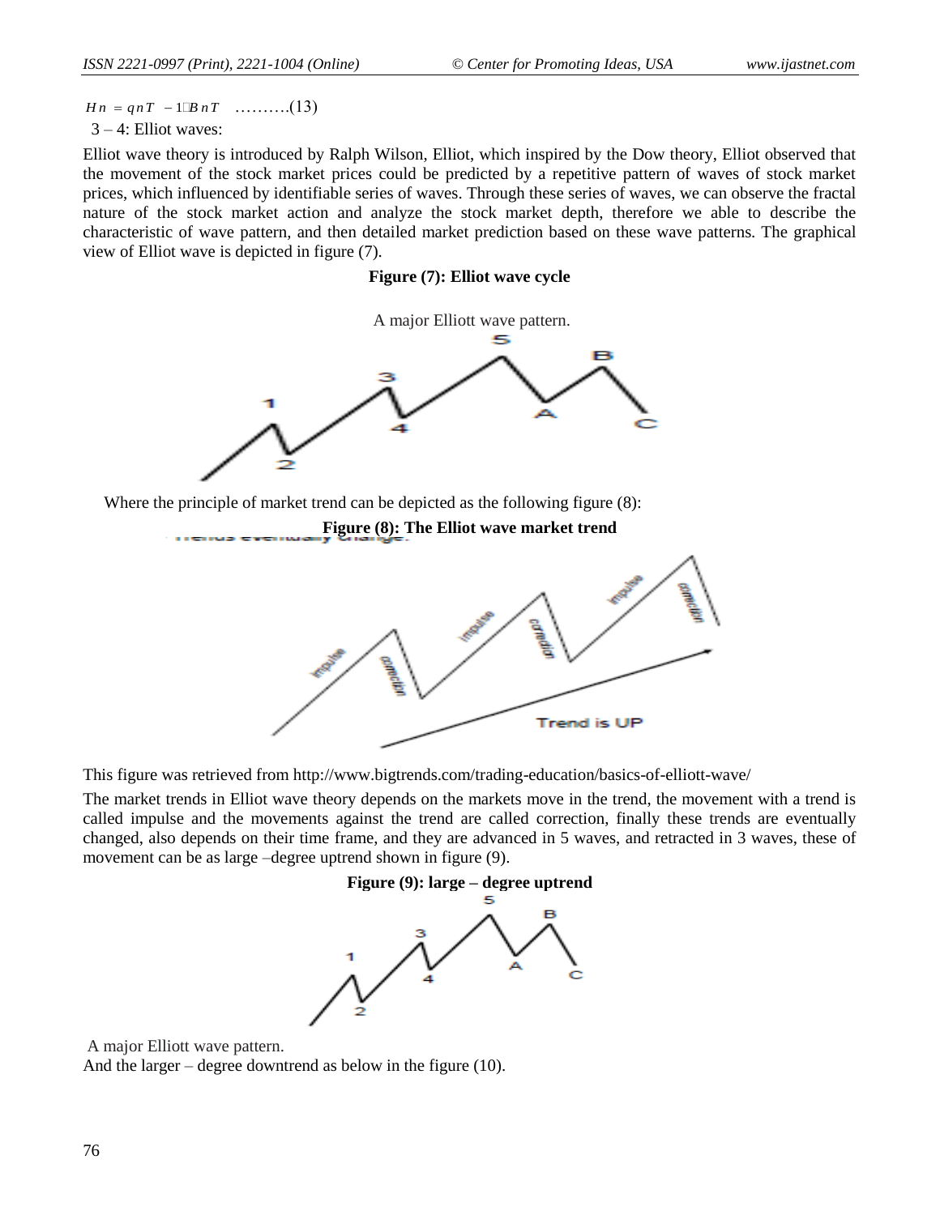$$H_n = q_n T - 1 \square B_n T \quad \text{……….(13)}$$

3 – 4: Elliot waves:

Elliot wave theory is introduced by Ralph Wilson, Elliot, which inspired by the Dow theory, Elliot observed that the movement of the stock market prices could be predicted by a repetitive pattern of waves of stock market prices, which influenced by identifiable series of waves. Through these series of waves, we can observe the fractal nature of the stock market action and analyze the stock market depth, therefore we able to describe the characteristic of wave pattern, and then detailed market prediction based on these wave patterns. The graphical view of Elliot wave is depicted in figure (7).

**Figure (7): Elliot wave cycle**

A major Elliott wave pattern.

Where the principle of market trend can be depicted as the following figure (8):

**Figure (8): The Elliot wave market trend**

This figure was retrieved from http://www.bigtrends.com/trading-education/basics-of-elliott-wave/

The market trends in Elliot wave theory depends on the markets move in the trend, the movement with a trend is called impulse and the movements against the trend are called correction, finally these trends are eventually changed, also depends on their time frame, and they are advanced in 5 waves, and retracted in 3 waves, these of movement can be as large –degree uptrend shown in figure (9).

**Figure (9): large – degree uptrend**

A major Elliott wave pattern.

And the larger – degree downtrend as below in the figure (10).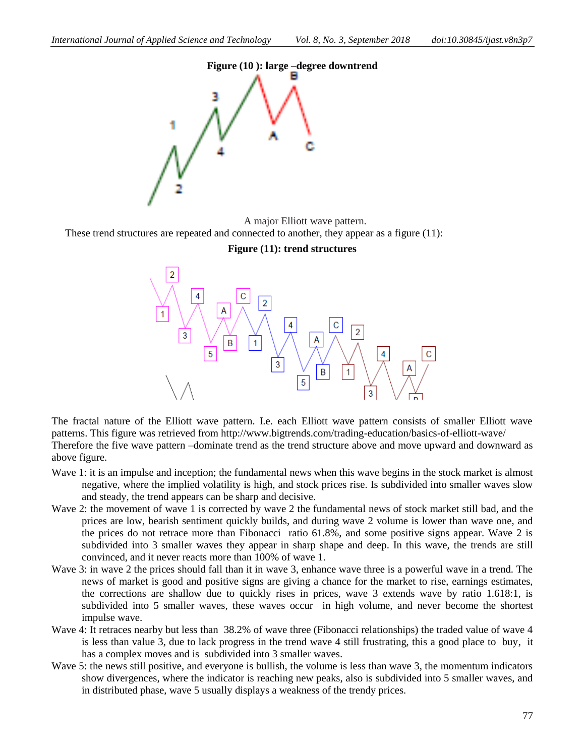**Figure (10 ): large –degree downtrend**

A major Elliott wave pattern.

These trend structures are repeated and connected to another, they appear as a figure (11):

**Figure (11): trend structures**

The fractal nature of the Elliott wave pattern. I.e. each Elliott wave pattern consists of smaller Elliott wave patterns. This figure was retrieved from http://www.bigtrends.com/trading-education/basics-of-elliott-wave/

Therefore the five wave pattern –dominate trend as the trend structure above and move upward and downward as above figure.

Wave 1: it is an impulse and inception; the fundamental news when this wave begins in the stock market is almost negative, where the implied volatility is high, and stock prices rise. Is subdivided into smaller waves slow and steady, the trend appears can be sharp and decisive.

Wave 2: the movement of wave 1 is corrected by wave 2 the fundamental news of stock market still bad, and the prices are low, bearish sentiment quickly builds, and during wave 2 volume is lower than wave one, and the prices do not retrace more than Fibonacci ratio 61.8%, and some positive signs appear. Wave 2 is subdivided into 3 smaller waves they appear in sharp shape and deep. In this wave, the trends are still convinced, and it never reacts more than 100% of wave 1.

Wave 3: in wave 2 the prices should fall than it in wave 3, enhance wave three is a powerful wave in a trend. The news of market is good and positive signs are giving a chance for the market to rise, earnings estimates, the corrections are shallow due to quickly rises in prices, wave 3 extends wave by ratio 1.618:1, is subdivided into 5 smaller waves, these waves occur in high volume, and never become the shortest impulse wave.

Wave 4: It retraces nearby but less than 38.2% of wave three (Fibonacci relationships) the traded value of wave 4 is less than value 3, due to lack progress in the trend wave 4 still frustrating, this a good place to buy, it has a complex moves and is subdivided into 3 smaller waves.

Wave 5: the news still positive, and everyone is bullish, the volume is less than wave 3, the momentum indicators show divergences, where the indicator is reaching new peaks, also is subdivided into 5 smaller waves, and in distributed phase, wave 5 usually displays a weakness of the trendy prices.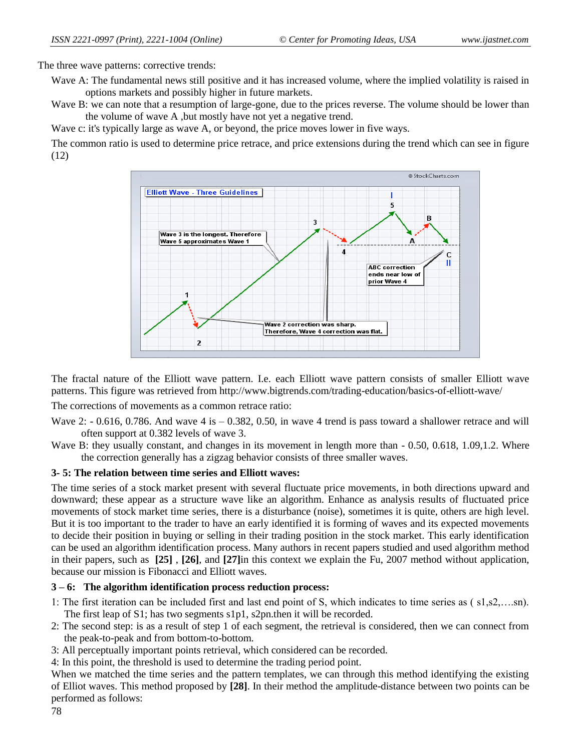The three wave patterns: corrective trends:

Wave A: The fundamental news still positive and it has increased volume, where the implied volatility is raised in options markets and possibly higher in future markets.

Wave B: we can note that a resumption of large-gone, due to the prices reverse. The volume should be lower than the volume of wave A ,but mostly have not yet a negative trend.

Wave c: it's typically large as wave A, or beyond, the price moves lower in five ways.

The common ratio is used to determine price retrace, and price extensions during the trend which can see in figure (12)

The fractal nature of the Elliott wave pattern. I.e. each Elliott wave pattern consists of smaller Elliott wave patterns. This figure was retrieved from http://www.bigtrends.com/trading-education/basics-of-elliott-wave/

The corrections of movements as a common retrace ratio:

Wave 2: - 0.616, 0.786. And wave 4 is – 0.382, 0.50, in wave 4 trend is pass toward a shallower retrace and will often support at 0.382 levels of wave 3.

Wave B: they usually constant, and changes in its movement in length more than - 0.50, 0.618, 1.09,1.2. Where the correction generally has a zigzag behavior consists of three smaller waves.

### 3- 5: The relation between time series and Elliott waves:

The time series of a stock market present with several fluctuate price movements, in both directions upward and downward; these appear as a structure wave like an algorithm. Enhance as analysis results of fluctuated price movements of stock market time series, there is a disturbance (noise), sometimes it is quite, others are high level. But it is too important to the trader to have an early identified it is forming of waves and its expected movements to decide their position in buying or selling in their trading position in the stock market. This early identification can be used an algorithm identification process. Many authors in recent papers studied and used algorithm method in their papers, such as **[25]** , **[26]**, and **[27]**in this context we explain the Fu, 2007 method without application, because our mission is Fibonacci and Elliott waves.

### 3 – 6: The algorithm identification process reduction process:

1: The first iteration can be included first and last end point of S, which indicates to time series as ( s1,s2,….sn). The first leap of S1; has two segments s1p1, s2pn.then it will be recorded.

2: The second step: is as a result of step 1 of each segment, the retrieval is considered, then we can connect from the peak-to-peak and from bottom-to-bottom.

3: All perceptually important points retrieval, which considered can be recorded.

4: In this point, the threshold is used to determine the trading period point.

When we matched the time series and the pattern templates, we can through this method identifying the existing of Elliot waves. This method proposed by **[28]**. In their method the amplitude-distance between two points can be performed as follows: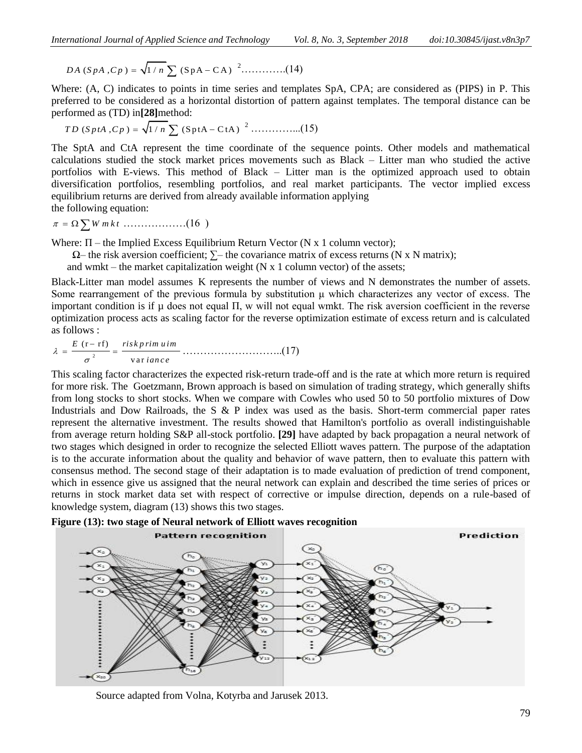$$DA(SpA, Cp) = \sqrt{1/n} \sum (\mathrm{SpA} - \mathrm{CA})^{2} \ldots\ldots\ldots\ldots.(14)$$

Where: (A, C) indicates to points in time series and templates SpA, CPA; are considered as (PIPS) in P. This preferred to be considered as a horizontal distortion of pattern against templates. The temporal distance can be performed as (TD) in**[28]**method:

$$TD(SptA, Cp) = \sqrt{1/n} \sum (\mathrm{SptA} - \mathrm{CtA})^{2} \ldots\ldots\ldots\ldots..(15)$$

The SptA and CtA represent the time coordinate of the sequence points. Other models and mathematical calculations studied the stock market prices movements such as Black – Litter man who studied the active portfolios with E-views. This method of Black – Litter man is the optimized approach used to obtain diversification portfolios, resembling portfolios, and real market participants. The vector implied excess equilibrium returns are derived from already available information applying
the following equation:

$$\pi = \Omega \sum W\,mkt \ldots\ldots\ldots\ldots\ldots\ldots(16)$$

Where: Π – the Implied Excess Equilibrium Return Vector (N x 1 column vector);

Ω– the risk aversion coefficient; ∑– the covariance matrix of excess returns (N x N matrix);

and wmkt – the market capitalization weight (N x 1 column vector) of the assets;

Black-Litter man model assumes K represents the number of views and N demonstrates the number of assets. Some rearrangement of the previous formula by substitution μ which characterizes any vector of excess. The important condition is if μ does not equal Π, w will not equal wmkt. The risk aversion coefficient in the reverse optimization process acts as scaling factor for the reverse optimization estimate of excess return and is calculated as follows :

$$\lambda = \frac{E(\mathrm{r} - \mathrm{rf})}{\sigma^{2}} = \frac{risk\,primuim}{\mathrm{var}\,iance} \ldots\ldots\ldots\ldots\ldots\ldots\ldots\ldots..(17)$$

This scaling factor characterizes the expected risk-return trade-off and is the rate at which more return is required for more risk. The Goetzmann, Brown approach is based on simulation of trading strategy, which generally shifts from long stocks to short stocks. When we compare with Cowles who used 50 to 50 portfolio mixtures of Dow Industrials and Dow Railroads, the S & P index was used as the basis. Short-term commercial paper rates represent the alternative investment. The results showed that Hamilton's portfolio as overall indistinguishable from average return holding S&P all-stock portfolio. **[29]** have adapted by back propagation a neural network of two stages which designed in order to recognize the selected Elliott waves pattern. The purpose of the adaptation is to the accurate information about the quality and behavior of wave pattern, then to evaluate this pattern with consensus method. The second stage of their adaptation is to made evaluation of prediction of trend component, which in essence give us assigned that the neural network can explain and described the time series of prices or returns in stock market data set with respect of corrective or impulse direction, depends on a rule-based of knowledge system, diagram (13) shows this two stages.

**Figure (13): two stage of Neural network of Elliott waves recognition**

Source adapted from Volna, Kotyrba and Jarusek 2013.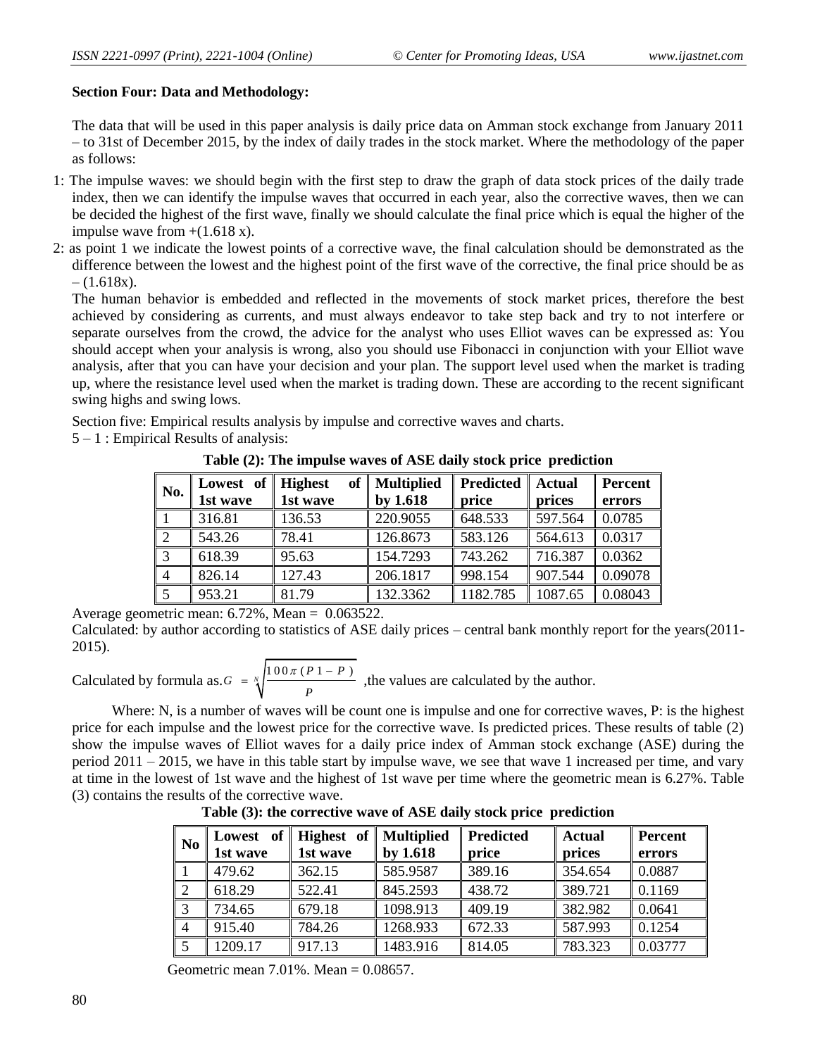**Section Four: Data and Methodology:**

The data that will be used in this paper analysis is daily price data on Amman stock exchange from January 2011 – to 31st of December 2015, by the index of daily trades in the stock market. Where the methodology of the paper as follows:

1: The impulse waves: we should begin with the first step to draw the graph of data stock prices of the daily trade index, then we can identify the impulse waves that occurred in each year, also the corrective waves, then we can be decided the highest of the first wave, finally we should calculate the final price which is equal the higher of the impulse wave from +(1.618 x).

2: as point 1 we indicate the lowest points of a corrective wave, the final calculation should be demonstrated as the difference between the lowest and the highest point of the first wave of the corrective, the final price should be as – (1.618x).

The human behavior is embedded and reflected in the movements of stock market prices, therefore the best achieved by considering as currents, and must always endeavor to take step back and try to not interfere or separate ourselves from the crowd, the advice for the analyst who uses Elliot waves can be expressed as: You should accept when your analysis is wrong, also you should use Fibonacci in conjunction with your Elliot wave analysis, after that you can have your decision and your plan. The support level used when the market is trading up, where the resistance level used when the market is trading down. These are according to the recent significant swing highs and swing lows.

Section five: Empirical results analysis by impulse and corrective waves and charts.

5 – 1 : Empirical Results of analysis:

**Table (2): The impulse waves of ASE daily stock price prediction**

| No. | Lowest of 1st wave | Highest of 1st wave | Multiplied by 1.618 | Predicted price | Actual prices | Percent errors |
|---|---|---|---|---|---|---|
| 1 | 316.81 | 136.53 | 220.9055 | 648.533 | 597.564 | 0.0785 |
| 2 | 543.26 | 78.41 | 126.8673 | 583.126 | 564.613 | 0.0317 |
| 3 | 618.39 | 95.63 | 154.7293 | 743.262 | 716.387 | 0.0362 |
| 4 | 826.14 | 127.43 | 206.1817 | 998.154 | 907.544 | 0.09078 |
| 5 | 953.21 | 81.79 | 132.3362 | 1182.785 | 1087.65 | 0.08043 |

Average geometric mean: 6.72%, Mean = 0.063522.

Calculated: by author according to statistics of ASE daily prices – central bank monthly report for the years(2011-2015).

Calculated by formula as. $G = \sqrt[N]{\frac{100\pi(P1 - P)}{P}}$ ,the values are calculated by the author.

Where: N, is a number of waves will be count one is impulse and one for corrective waves, P: is the highest price for each impulse and the lowest price for the corrective wave. Is predicted prices. These results of table (2) show the impulse waves of Elliot waves for a daily price index of Amman stock exchange (ASE) during the period 2011 – 2015, we have in this table start by impulse wave, we see that wave 1 increased per time, and vary at time in the lowest of 1st wave and the highest of 1st wave per time where the geometric mean is 6.27%. Table (3) contains the results of the corrective wave.

**Table (3): the corrective wave of ASE daily stock price prediction**

| No | Lowest of 1st wave | Highest of 1st wave | Multiplied by 1.618 | Predicted price | Actual prices | Percent errors |
|---|---|---|---|---|---|---|
| 1 | 479.62 | 362.15 | 585.9587 | 389.16 | 354.654 | 0.0887 |
| 2 | 618.29 | 522.41 | 845.2593 | 438.72 | 389.721 | 0.1169 |
| 3 | 734.65 | 679.18 | 1098.913 | 409.19 | 382.982 | 0.0641 |
| 4 | 915.40 | 784.26 | 1268.933 | 672.33 | 587.993 | 0.1254 |
| 5 | 1209.17 | 917.13 | 1483.916 | 814.05 | 783.323 | 0.03777 |

Geometric mean 7.01%. Mean = 0.08657.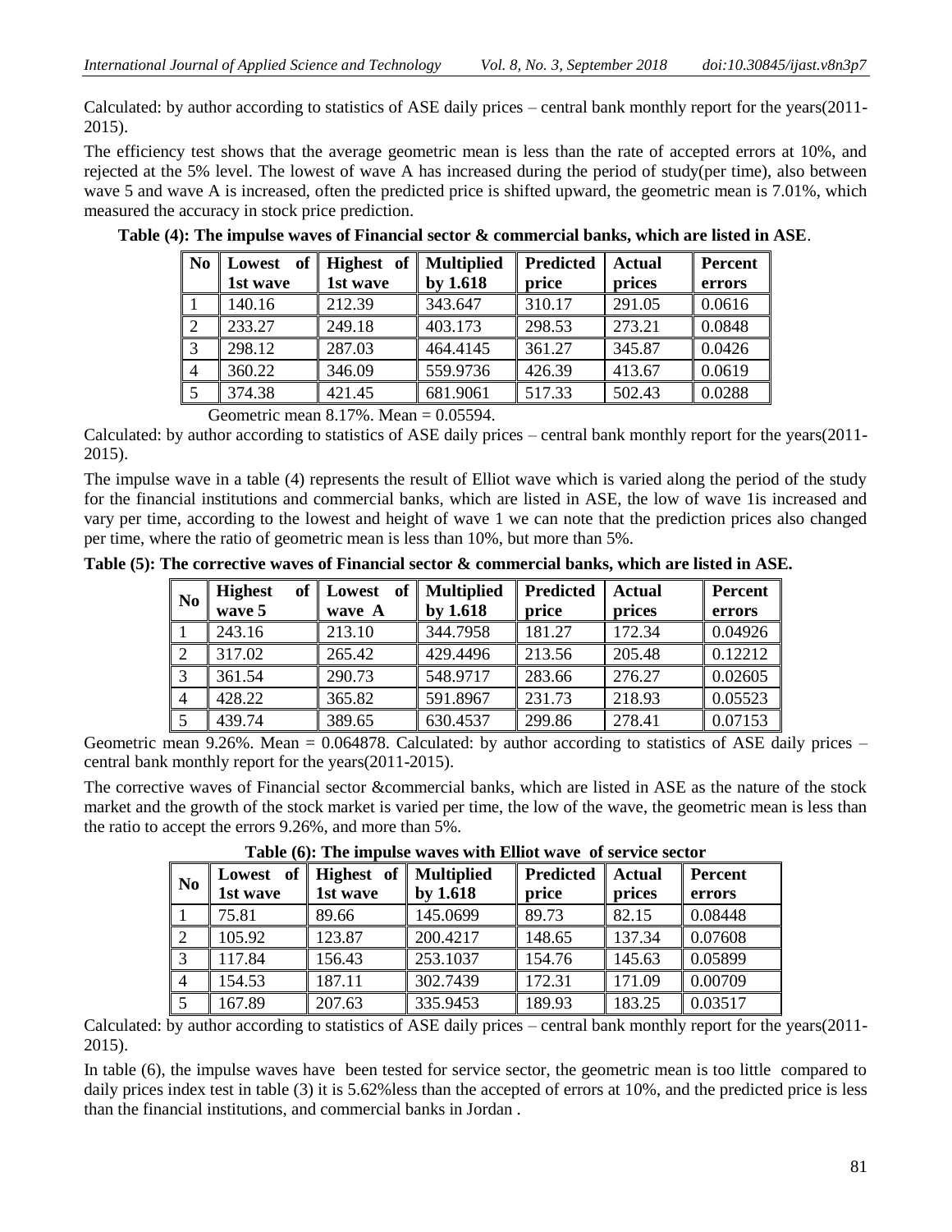Calculated: by author according to statistics of ASE daily prices – central bank monthly report for the years(2011-2015).

The efficiency test shows that the average geometric mean is less than the rate of accepted errors at 10%, and rejected at the 5% level. The lowest of wave A has increased during the period of study(per time), also between wave 5 and wave A is increased, often the predicted price is shifted upward, the geometric mean is 7.01%, which measured the accuracy in stock price prediction.

**Table (4): The impulse waves of Financial sector & commercial banks, which are listed in ASE**.

| No | Lowest of 1st wave | Highest of 1st wave | Multiplied by 1.618 | Predicted price | Actual prices | Percent errors |
|---|---|---|---|---|---|---|
| 1 | 140.16 | 212.39 | 343.647 | 310.17 | 291.05 | 0.0616 |
| 2 | 233.27 | 249.18 | 403.173 | 298.53 | 273.21 | 0.0848 |
| 3 | 298.12 | 287.03 | 464.4145 | 361.27 | 345.87 | 0.0426 |
| 4 | 360.22 | 346.09 | 559.9736 | 426.39 | 413.67 | 0.0619 |
| 5 | 374.38 | 421.45 | 681.9061 | 517.33 | 502.43 | 0.0288 |

Geometric mean 8.17%. Mean = 0.05594.

Calculated: by author according to statistics of ASE daily prices – central bank monthly report for the years(2011-2015).

The impulse wave in a table (4) represents the result of Elliot wave which is varied along the period of the study for the financial institutions and commercial banks, which are listed in ASE, the low of wave 1is increased and vary per time, according to the lowest and height of wave 1 we can note that the prediction prices also changed per time, where the ratio of geometric mean is less than 10%, but more than 5%.

**Table (5): The corrective waves of Financial sector & commercial banks, which are listed in ASE.**

| No | Highest of wave 5 | Lowest of wave A | Multiplied by 1.618 | Predicted price | Actual prices | Percent errors |
|---|---|---|---|---|---|---|
| 1 | 243.16 | 213.10 | 344.7958 | 181.27 | 172.34 | 0.04926 |
| 2 | 317.02 | 265.42 | 429.4496 | 213.56 | 205.48 | 0.12212 |
| 3 | 361.54 | 290.73 | 548.9717 | 283.66 | 276.27 | 0.02605 |
| 4 | 428.22 | 365.82 | 591.8967 | 231.73 | 218.93 | 0.05523 |
| 5 | 439.74 | 389.65 | 630.4537 | 299.86 | 278.41 | 0.07153 |

Geometric mean 9.26%. Mean = 0.064878. Calculated: by author according to statistics of ASE daily prices – central bank monthly report for the years(2011-2015).

The corrective waves of Financial sector &commercial banks, which are listed in ASE as the nature of the stock market and the growth of the stock market is varied per time, the low of the wave, the geometric mean is less than the ratio to accept the errors 9.26%, and more than 5%.

**Table (6): The impulse waves with Elliot wave of service sector**

| No | Lowest of 1st wave | Highest of 1st wave | Multiplied by 1.618 | Predicted price | Actual prices | Percent errors |
|---|---|---|---|---|---|---|
| 1 | 75.81 | 89.66 | 145.0699 | 89.73 | 82.15 | 0.08448 |
| 2 | 105.92 | 123.87 | 200.4217 | 148.65 | 137.34 | 0.07608 |
| 3 | 117.84 | 156.43 | 253.1037 | 154.76 | 145.63 | 0.05899 |
| 4 | 154.53 | 187.11 | 302.7439 | 172.31 | 171.09 | 0.00709 |
| 5 | 167.89 | 207.63 | 335.9453 | 189.93 | 183.25 | 0.03517 |

Calculated: by author according to statistics of ASE daily prices – central bank monthly report for the years(2011-2015).

In table (6), the impulse waves have been tested for service sector, the geometric mean is too little compared to daily prices index test in table (3) it is 5.62%less than the accepted of errors at 10%, and the predicted price is less than the financial institutions, and commercial banks in Jordan .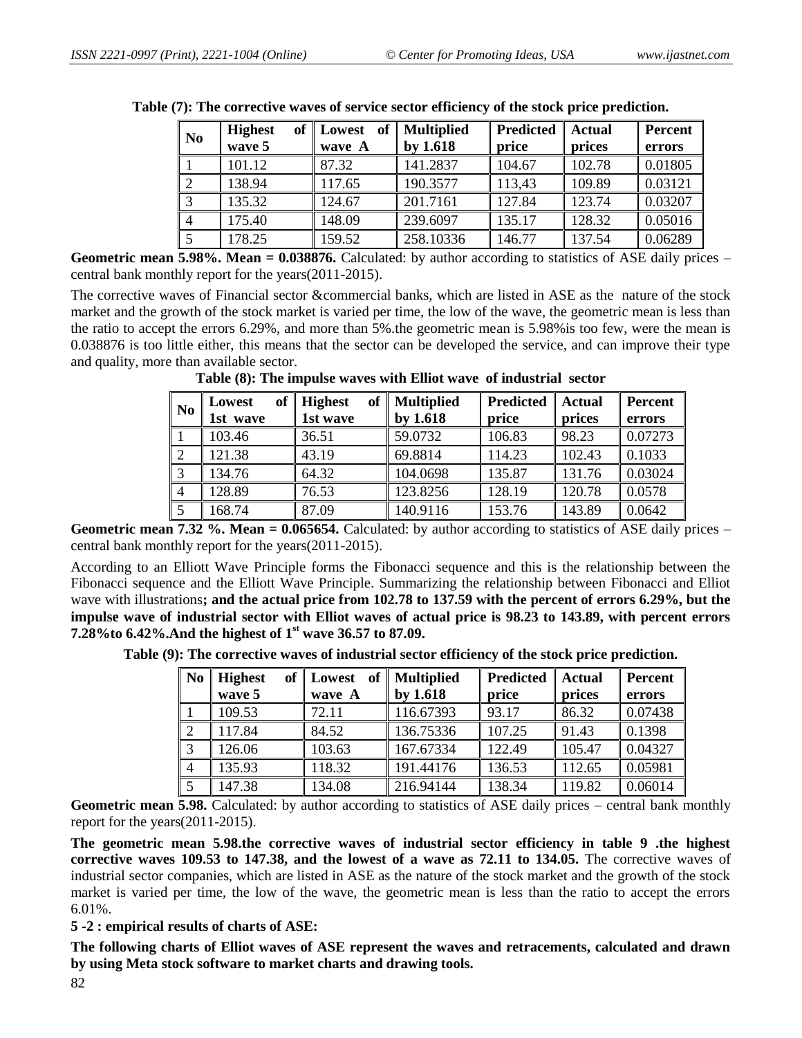**Table (7): The corrective waves of service sector efficiency of the stock price prediction.**

| No | Highest of wave 5 | Lowest of wave A | Multiplied by 1.618 | Predicted price | Actual prices | Percent errors |
|---|---|---|---|---|---|---|
| 1 | 101.12 | 87.32 | 141.2837 | 104.67 | 102.78 | 0.01805 |
| 2 | 138.94 | 117.65 | 190.3577 | 113,43 | 109.89 | 0.03121 |
| 3 | 135.32 | 124.67 | 201.7161 | 127.84 | 123.74 | 0.03207 |
| 4 | 175.40 | 148.09 | 239.6097 | 135.17 | 128.32 | 0.05016 |
| 5 | 178.25 | 159.52 | 258.10336 | 146.77 | 137.54 | 0.06289 |

**Geometric mean 5.98%. Mean = 0.038876.** Calculated: by author according to statistics of ASE daily prices – central bank monthly report for the years(2011-2015).

The corrective waves of Financial sector &commercial banks, which are listed in ASE as the nature of the stock market and the growth of the stock market is varied per time, the low of the wave, the geometric mean is less than the ratio to accept the errors 6.29%, and more than 5%.the geometric mean is 5.98%is too few, were the mean is 0.038876 is too little either, this means that the sector can be developed the service, and can improve their type and quality, more than available sector.

**Table (8): The impulse waves with Elliot wave of industrial sector**

| No | Lowest of 1st wave | Highest of 1st wave | Multiplied by 1.618 | Predicted price | Actual prices | Percent errors |
|---|---|---|---|---|---|---|
| 1 | 103.46 | 36.51 | 59.0732 | 106.83 | 98.23 | 0.07273 |
| 2 | 121.38 | 43.19 | 69.8814 | 114.23 | 102.43 | 0.1033 |
| 3 | 134.76 | 64.32 | 104.0698 | 135.87 | 131.76 | 0.03024 |
| 4 | 128.89 | 76.53 | 123.8256 | 128.19 | 120.78 | 0.0578 |
| 5 | 168.74 | 87.09 | 140.9116 | 153.76 | 143.89 | 0.0642 |

**Geometric mean 7.32 %. Mean = 0.065654.** Calculated: by author according to statistics of ASE daily prices – central bank monthly report for the years(2011-2015).

According to an Elliott Wave Principle forms the Fibonacci sequence and this is the relationship between the Fibonacci sequence and the Elliott Wave Principle. Summarizing the relationship between Fibonacci and Elliot wave with illustrations**; and the actual price from 102.78 to 137.59 with the percent of errors 6.29%, but the impulse wave of industrial sector with Elliot waves of actual price is 98.23 to 143.89, with percent errors 7.28%to 6.42%.And the highest of 1st wave 36.57 to 87.09.**

**Table (9): The corrective waves of industrial sector efficiency of the stock price prediction.**

| No | Highest of wave 5 | Lowest of wave A | Multiplied by 1.618 | Predicted price | Actual prices | Percent errors |
|---|---|---|---|---|---|---|
| 1 | 109.53 | 72.11 | 116.67393 | 93.17 | 86.32 | 0.07438 |
| 2 | 117.84 | 84.52 | 136.75336 | 107.25 | 91.43 | 0.1398 |
| 3 | 126.06 | 103.63 | 167.67334 | 122.49 | 105.47 | 0.04327 |
| 4 | 135.93 | 118.32 | 191.44176 | 136.53 | 112.65 | 0.05981 |
| 5 | 147.38 | 134.08 | 216.94144 | 138.34 | 119.82 | 0.06014 |

**Geometric mean 5.98.** Calculated: by author according to statistics of ASE daily prices – central bank monthly report for the years(2011-2015).

**The geometric mean 5.98.the corrective waves of industrial sector efficiency in table 9 .the highest corrective waves 109.53 to 147.38, and the lowest of a wave as 72.11 to 134.05.** The corrective waves of industrial sector companies, which are listed in ASE as the nature of the stock market and the growth of the stock market is varied per time, the low of the wave, the geometric mean is less than the ratio to accept the errors 6.01%.

**5 -2 : empirical results of charts of ASE:**

**The following charts of Elliot waves of ASE represent the waves and retracements, calculated and drawn by using Meta stock software to market charts and drawing tools.**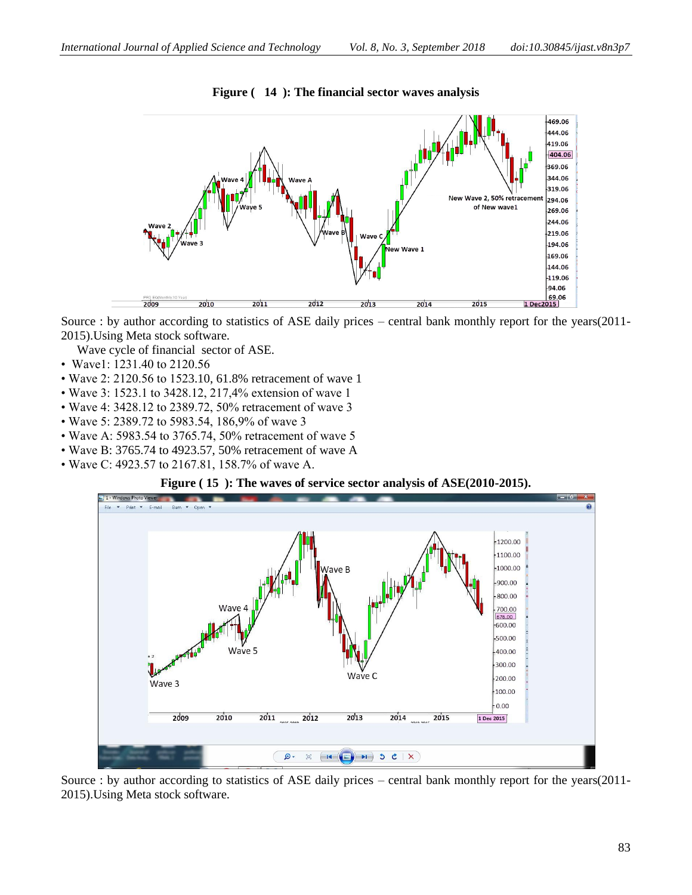**Figure ( 14 ): The financial sector waves analysis**

Source : by author according to statistics of ASE daily prices – central bank monthly report for the years(2011-2015).Using Meta stock software.

Wave cycle of financial sector of ASE.

- Wave1: 1231.40 to 2120.56
- Wave 2: 2120.56 to 1523.10, 61.8% retracement of wave 1
- Wave 3: 1523.1 to 3428.12, 217,4% extension of wave 1
- Wave 4: 3428.12 to 2389.72, 50% retracement of wave 3
- Wave 5: 2389.72 to 5983.54, 186,9% of wave 3
- Wave A: 5983.54 to 3765.74, 50% retracement of wave 5
- Wave B: 3765.74 to 4923.57, 50% retracement of wave A
- Wave C: 4923.57 to 2167.81, 158.7% of wave A.

**Figure ( 15 ): The waves of service sector analysis of ASE(2010-2015).**

Source : by author according to statistics of ASE daily prices – central bank monthly report for the years(2011-2015).Using Meta stock software.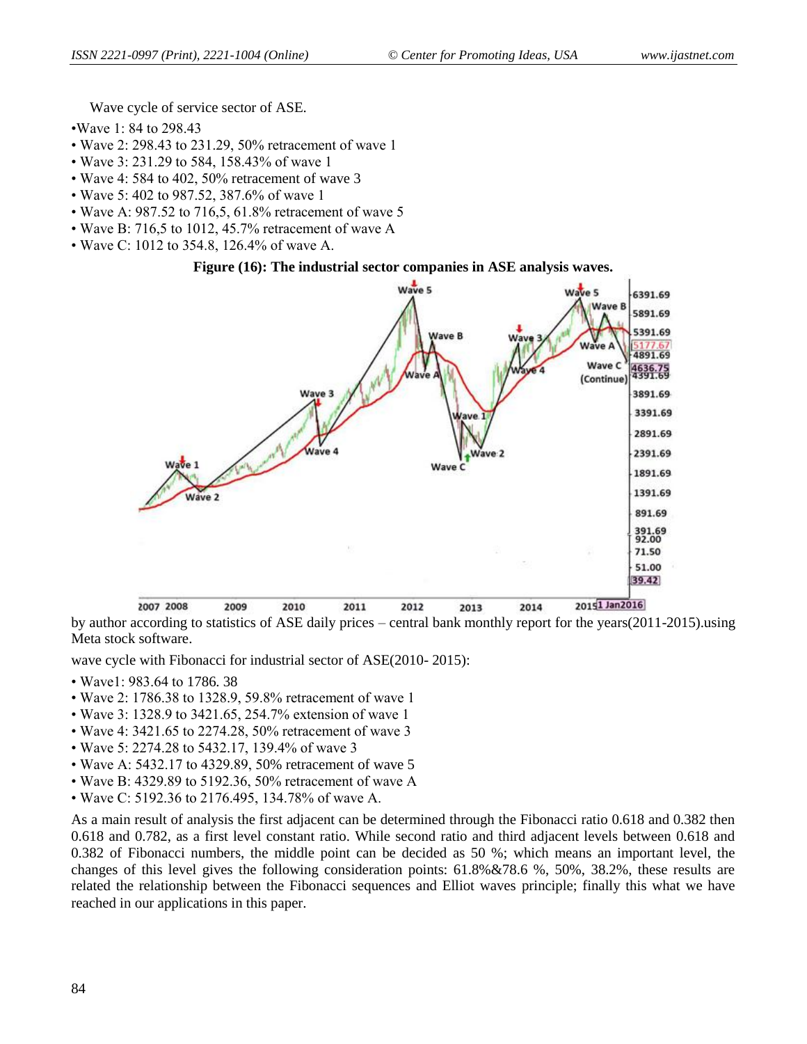Wave cycle of service sector of ASE.

- Wave 1: 84 to 298.43
- Wave 2: 298.43 to 231.29, 50% retracement of wave 1
- Wave 3: 231.29 to 584, 158.43% of wave 1
- Wave 4: 584 to 402, 50% retracement of wave 3
- Wave 5: 402 to 987.52, 387.6% of wave 1
- Wave A: 987.52 to 716,5, 61.8% retracement of wave 5
- Wave B: 716,5 to 1012, 45.7% retracement of wave A
- Wave C: 1012 to 354.8, 126.4% of wave A.

**Figure (16): The industrial sector companies in ASE analysis waves.**

by author according to statistics of ASE daily prices – central bank monthly report for the years(2011-2015).using Meta stock software.

wave cycle with Fibonacci for industrial sector of ASE(2010- 2015):

- Wave1: 983.64 to 1786. 38
- Wave 2: 1786.38 to 1328.9, 59.8% retracement of wave 1
- Wave 3: 1328.9 to 3421.65, 254.7% extension of wave 1
- Wave 4: 3421.65 to 2274.28, 50% retracement of wave 3
- Wave 5: 2274.28 to 5432.17, 139.4% of wave 3
- Wave A: 5432.17 to 4329.89, 50% retracement of wave 5
- Wave B: 4329.89 to 5192.36, 50% retracement of wave A
- Wave C: 5192.36 to 2176.495, 134.78% of wave A.

As a main result of analysis the first adjacent can be determined through the Fibonacci ratio 0.618 and 0.382 then 0.618 and 0.782, as a first level constant ratio. While second ratio and third adjacent levels between 0.618 and 0.382 of Fibonacci numbers, the middle point can be decided as 50 %; which means an important level, the changes of this level gives the following consideration points: 61.8%&78.6 %, 50%, 38.2%, these results are related the relationship between the Fibonacci sequences and Elliot waves principle; finally this what we have reached in our applications in this paper.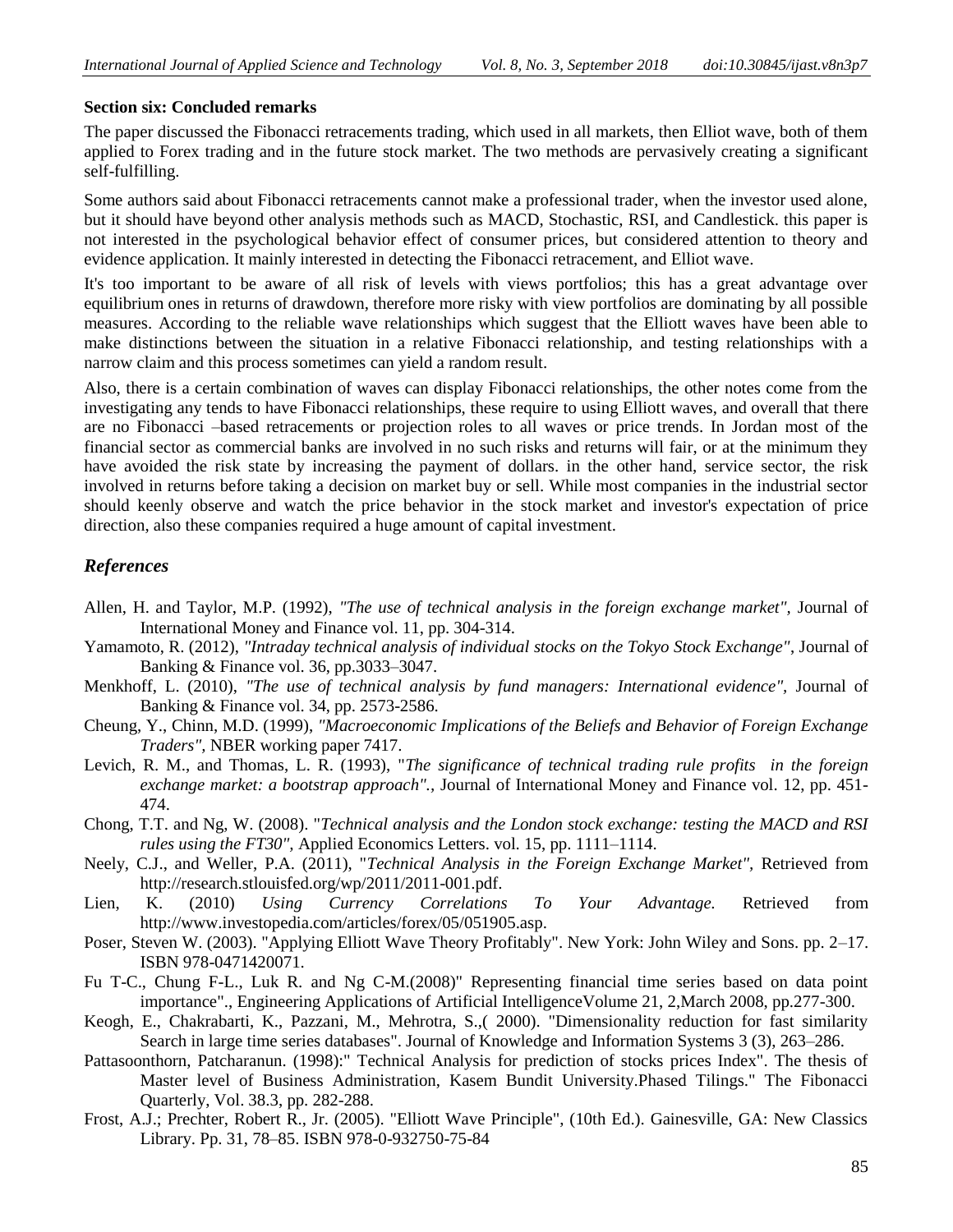**Section six: Concluded remarks**

The paper discussed the Fibonacci retracements trading, which used in all markets, then Elliot wave, both of them applied to Forex trading and in the future stock market. The two methods are pervasively creating a significant self-fulfilling.

Some authors said about Fibonacci retracements cannot make a professional trader, when the investor used alone, but it should have beyond other analysis methods such as MACD, Stochastic, RSI, and Candlestick. this paper is not interested in the psychological behavior effect of consumer prices, but considered attention to theory and evidence application. It mainly interested in detecting the Fibonacci retracement, and Elliot wave.

It's too important to be aware of all risk of levels with views portfolios; this has a great advantage over equilibrium ones in returns of drawdown, therefore more risky with view portfolios are dominating by all possible measures. According to the reliable wave relationships which suggest that the Elliott waves have been able to make distinctions between the situation in a relative Fibonacci relationship, and testing relationships with a narrow claim and this process sometimes can yield a random result.

Also, there is a certain combination of waves can display Fibonacci relationships, the other notes come from the investigating any tends to have Fibonacci relationships, these require to using Elliott waves, and overall that there are no Fibonacci –based retracements or projection roles to all waves or price trends. In Jordan most of the financial sector as commercial banks are involved in no such risks and returns will fair, or at the minimum they have avoided the risk state by increasing the payment of dollars. in the other hand, service sector, the risk involved in returns before taking a decision on market buy or sell. While most companies in the industrial sector should keenly observe and watch the price behavior in the stock market and investor's expectation of price direction, also these companies required a huge amount of capital investment.

## *References*

Allen, H. and Taylor, M.P. (1992), *"The use of technical analysis in the foreign exchange market"*, Journal of International Money and Finance vol. 11, pp. 304-314.

Yamamoto, R. (2012), *"Intraday technical analysis of individual stocks on the Tokyo Stock Exchange"*, Journal of Banking & Finance vol. 36, pp.3033–3047.

Menkhoff, L. (2010), *"The use of technical analysis by fund managers: International evidence"*, Journal of Banking & Finance vol. 34, pp. 2573-2586.

Cheung, Y., Chinn, M.D. (1999), *"Macroeconomic Implications of the Beliefs and Behavior of Foreign Exchange Traders"*, NBER working paper 7417.

Levich, R. M., and Thomas, L. R. (1993), "*The significance of technical trading rule profits in the foreign exchange market: a bootstrap approach".*, Journal of International Money and Finance vol. 12, pp. 451-474.

Chong, T.T. and Ng, W. (2008). "*Technical analysis and the London stock exchange: testing the MACD and RSI rules using the FT30"*, Applied Economics Letters. vol. 15, pp. 1111–1114.

Neely, C.J., and Weller, P.A. (2011), "*Technical Analysis in the Foreign Exchange Market"*, Retrieved from http://research.stlouisfed.org/wp/2011/2011-001.pdf.

Lien, K. (2010) *Using Currency Correlations To Your Advantage.* Retrieved from http://www.investopedia.com/articles/forex/05/051905.asp.

Poser, Steven W. (2003). "Applying Elliott Wave Theory Profitably". New York: John Wiley and Sons. pp. 2–17. ISBN 978-0471420071.

Fu T-C., Chung F-L., Luk R. and Ng C-M.(2008)" Representing financial time series based on data point importance"., Engineering Applications of Artificial IntelligenceVolume 21, 2,March 2008, pp.277-300.

Keogh, E., Chakrabarti, K., Pazzani, M., Mehrotra, S.,( 2000). "Dimensionality reduction for fast similarity Search in large time series databases". Journal of Knowledge and Information Systems 3 (3), 263–286.

Pattasoonthorn, Patcharanun. (1998):" Technical Analysis for prediction of stocks prices Index". The thesis of Master level of Business Administration, Kasem Bundit University.Phased Tilings." The Fibonacci Quarterly, Vol. 38.3, pp. 282-288.

Frost, A.J.; Prechter, Robert R., Jr. (2005). "Elliott Wave Principle", (10th Ed.). Gainesville, GA: New Classics Library. Pp. 31, 78–85. ISBN 978-0-932750-75-84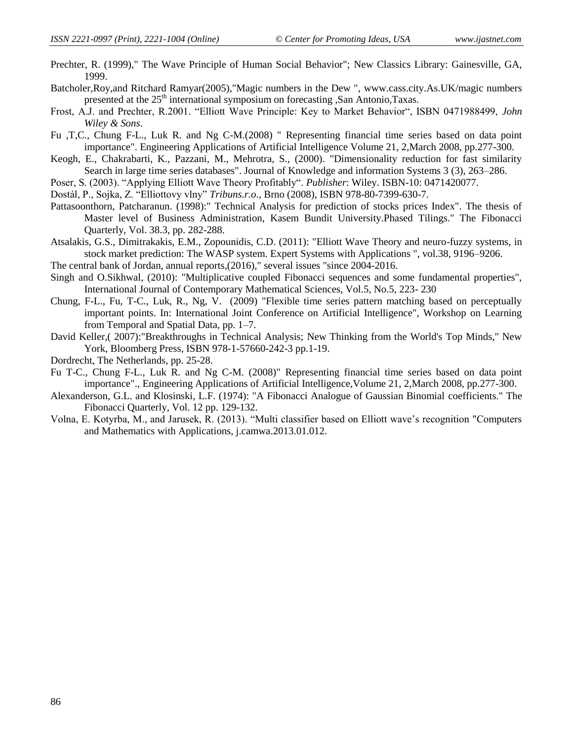Prechter, R. (1999)," The Wave Principle of Human Social Behavior"; New Classics Library: Gainesville, GA, 1999.

Batcholer,Roy,and Ritchard Ramyar(2005),"Magic numbers in the Dew ", www.cass.city.As.UK/magic numbers presented at the 25th international symposium on forecasting ,San Antonio,Taxas.

Frost, A.J. and Prechter, R.2001. "Elliott Wave Principle: Key to Market Behavior", ISBN 0471988499, *John Wiley & Sons*.

Fu ,T,C., Chung F-L., Luk R. and Ng C-M.(2008) " Representing financial time series based on data point importance". Engineering Applications of Artificial Intelligence Volume 21, 2,March 2008, pp.277-300.

Keogh, E., Chakrabarti, K., Pazzani, M., Mehrotra, S., (2000). "Dimensionality reduction for fast similarity Search in large time series databases". Journal of Knowledge and information Systems 3 (3), 263–286.

Poser, S. (2003). "Applying Elliott Wave Theory Profitably". *Publisher*: Wiley. ISBN-10: 0471420077.

Dostál, P., Sojka, Z. "Elliottovy vlny" *Tribuns.r.o*., Brno (2008), ISBN 978-80-7399-630-7.

Pattasoonthorn, Patcharanun. (1998):" Technical Analysis for prediction of stocks prices Index". The thesis of Master level of Business Administration, Kasem Bundit University.Phased Tilings." The Fibonacci Quarterly, Vol. 38.3, pp. 282-288.

Atsalakis, G.S., Dimitrakakis, E.M., Zopounidis, C.D. (2011): "Elliott Wave Theory and neuro-fuzzy systems, in stock market prediction: The WASP system. Expert Systems with Applications ", vol.38, 9196–9206.

The central bank of Jordan, annual reports,(2016)," several issues "since 2004-2016.

Singh and O.Sikhwal, (2010): "Multiplicative coupled Fibonacci sequences and some fundamental properties", International Journal of Contemporary Mathematical Sciences, Vol.5, No.5, 223- 230

Chung, F-L., Fu, T-C., Luk, R., Ng, V. (2009) "Flexible time series pattern matching based on perceptually important points. In: International Joint Conference on Artificial Intelligence", Workshop on Learning from Temporal and Spatial Data, pp. 1–7.

David Keller,( 2007):"Breakthroughs in Technical Analysis; New Thinking from the World's Top Minds," New York, Bloomberg Press, ISBN 978-1-57660-242-3 pp.1-19.

Dordrecht, The Netherlands, pp. 25-28.

Fu T-C., Chung F-L., Luk R. and Ng C-M. (2008)" Representing financial time series based on data point importance"., Engineering Applications of Artificial Intelligence,Volume 21, 2,March 2008, pp.277-300.

Alexanderson, G.L. and Klosinski, L.F. (1974): "A Fibonacci Analogue of Gaussian Binomial coefficients." The Fibonacci Quarterly, Vol. 12 pp. 129-132.

Volna, E. Kotyrba, M., and Jarusek, R. (2013). "Multi classifier based on Elliott wave's recognition "Computers and Mathematics with Applications, j.camwa.2013.01.012.